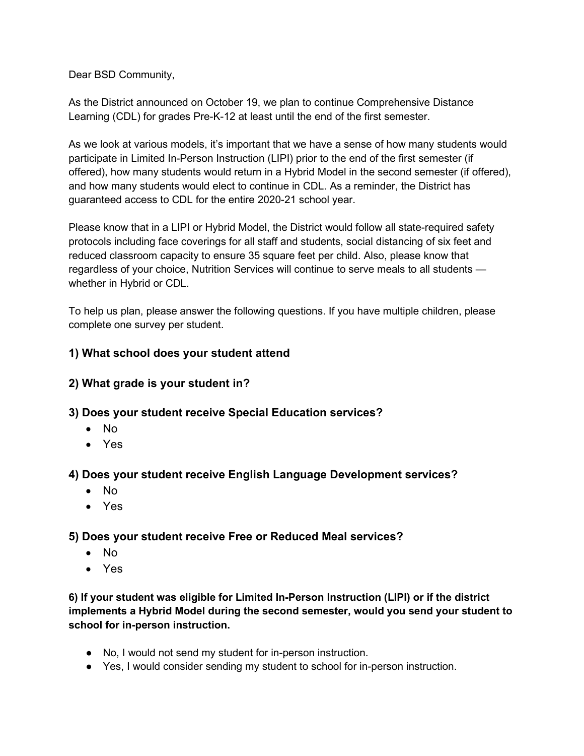Dear BSD Community,

As the District announced on October 19, we plan to continue Comprehensive Distance Learning (CDL) for grades Pre-K-12 at least until the end of the first semester.

As we look at various models, it's important that we have a sense of how many students would participate in Limited In-Person Instruction (LIPI) prior to the end of the first semester (if offered), how many students would return in a Hybrid Model in the second semester (if offered), and how many students would elect to continue in CDL. As a reminder, the District has guaranteed access to CDL for the entire 2020-21 school year.

Please know that in a LIPI or Hybrid Model, the District would follow all state-required safety protocols including face coverings for all staff and students, social distancing of six feet and reduced classroom capacity to ensure 35 square feet per child. Also, please know that regardless of your choice, Nutrition Services will continue to serve meals to all students — whether in Hybrid or CDL.

To help us plan, please answer the following questions. If you have multiple children, please complete one survey per student.

### 1) What school does your student attend

### 2) What grade is your student in?

### 3) Does your student receive Special Education services?

- No
- Yes

### 4) Does your student receive English Language Development services?

- No
- Yes

### 5) Does your student receive Free or Reduced Meal services?

- No
- Yes

**6) If your student was eligible for Limited In-Person Instruction (LIPI) or if the district implements a Hybrid Model during the second semester, would you send your student to school for in-person instruction.**

- No, I would not send my student for in-person instruction.
- Yes, I would consider sending my student to school for in-person instruction.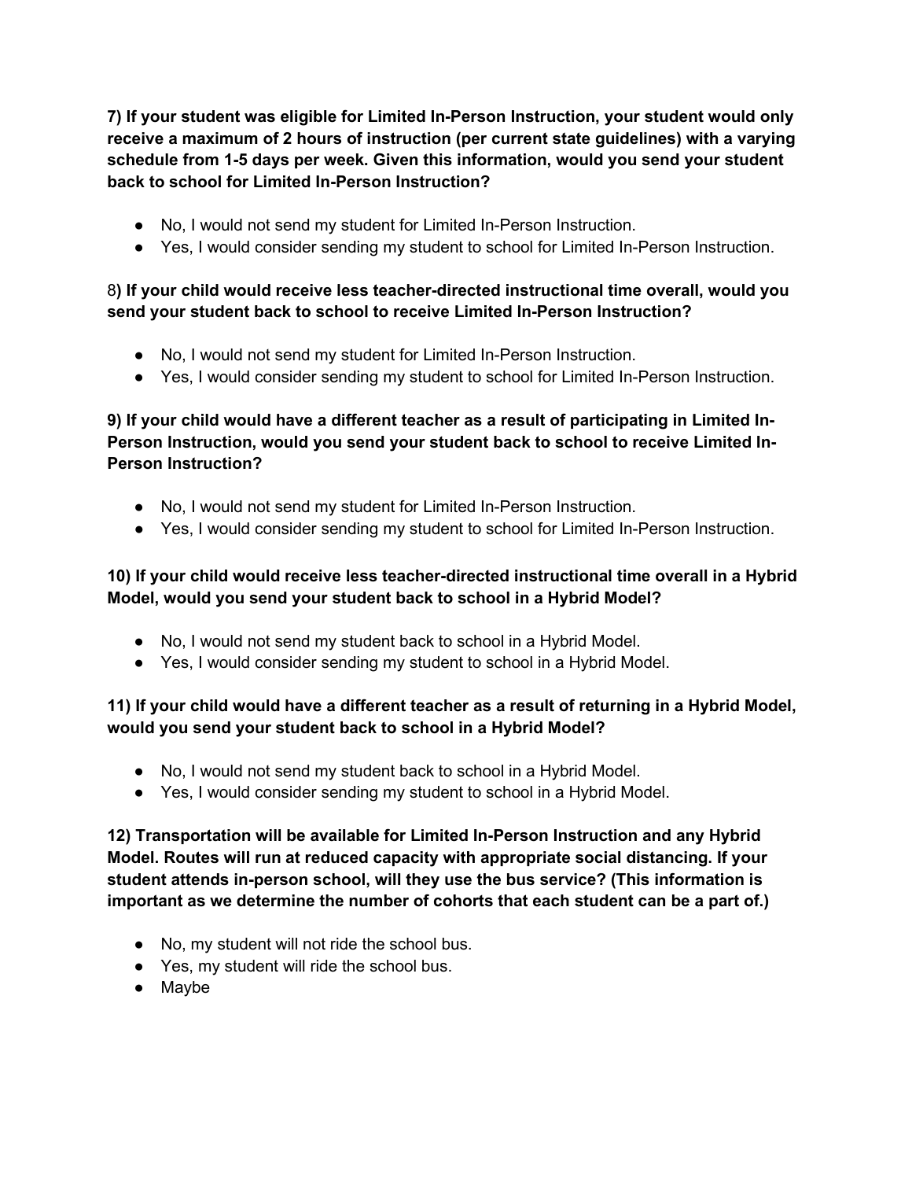**7) If your student was eligible for Limited In-Person Instruction, your student would only receive a maximum of 2 hours of instruction (per current state guidelines) with a varying schedule from 1-5 days per week. Given this information, would you send your student back to school for Limited In-Person Instruction?**

- No, I would not send my student for Limited In-Person Instruction.
- Yes, I would consider sending my student to school for Limited In-Person Instruction.

8**) If your child would receive less teacher-directed instructional time overall, would you send your student back to school to receive Limited In-Person Instruction?**

- No, I would not send my student for Limited In-Person Instruction.
- Yes, I would consider sending my student to school for Limited In-Person Instruction.

**9) If your child would have a different teacher as a result of participating in Limited In-Person Instruction, would you send your student back to school to receive Limited In-Person Instruction?**

- No, I would not send my student for Limited In-Person Instruction.
- Yes, I would consider sending my student to school for Limited In-Person Instruction.

**10) If your child would receive less teacher-directed instructional time overall in a Hybrid Model, would you send your student back to school in a Hybrid Model?**

- No, I would not send my student back to school in a Hybrid Model.
- Yes, I would consider sending my student to school in a Hybrid Model.

**11) If your child would have a different teacher as a result of returning in a Hybrid Model, would you send your student back to school in a Hybrid Model?**

- No, I would not send my student back to school in a Hybrid Model.
- Yes, I would consider sending my student to school in a Hybrid Model.

**12) Transportation will be available for Limited In-Person Instruction and any Hybrid Model. Routes will run at reduced capacity with appropriate social distancing. If your student attends in-person school, will they use the bus service? (This information is important as we determine the number of cohorts that each student can be a part of.)**

- No, my student will not ride the school bus.
- Yes, my student will ride the school bus.
- Maybe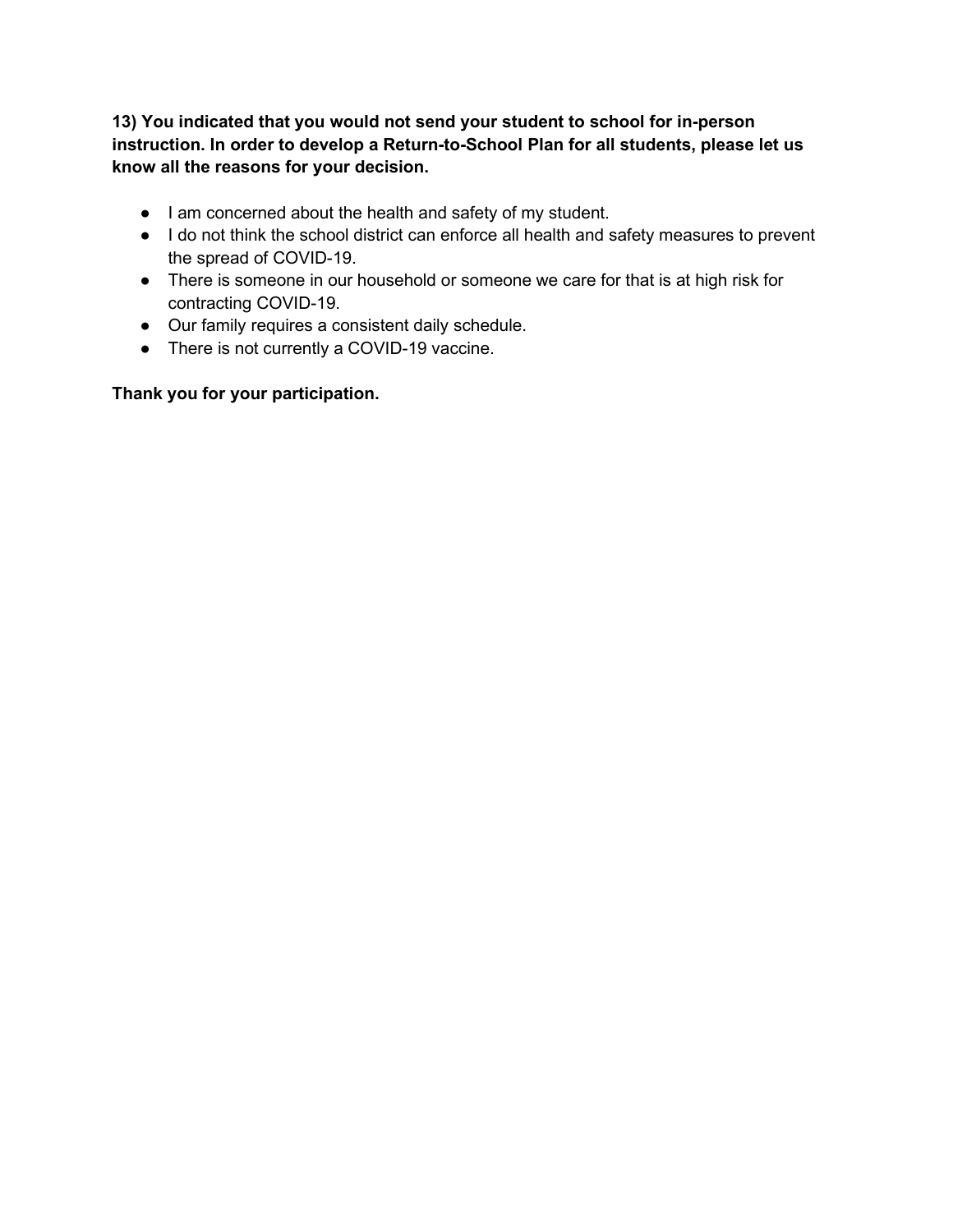**13) You indicated that you would not send your student to school for in-person instruction. In order to develop a Return-to-School Plan for all students, please let us know all the reasons for your decision.**

- I am concerned about the health and safety of my student.
- I do not think the school district can enforce all health and safety measures to prevent the spread of COVID-19.
- There is someone in our household or someone we care for that is at high risk for contracting COVID-19.
- Our family requires a consistent daily schedule.
- There is not currently a COVID-19 vaccine.

**Thank you for your participation.**